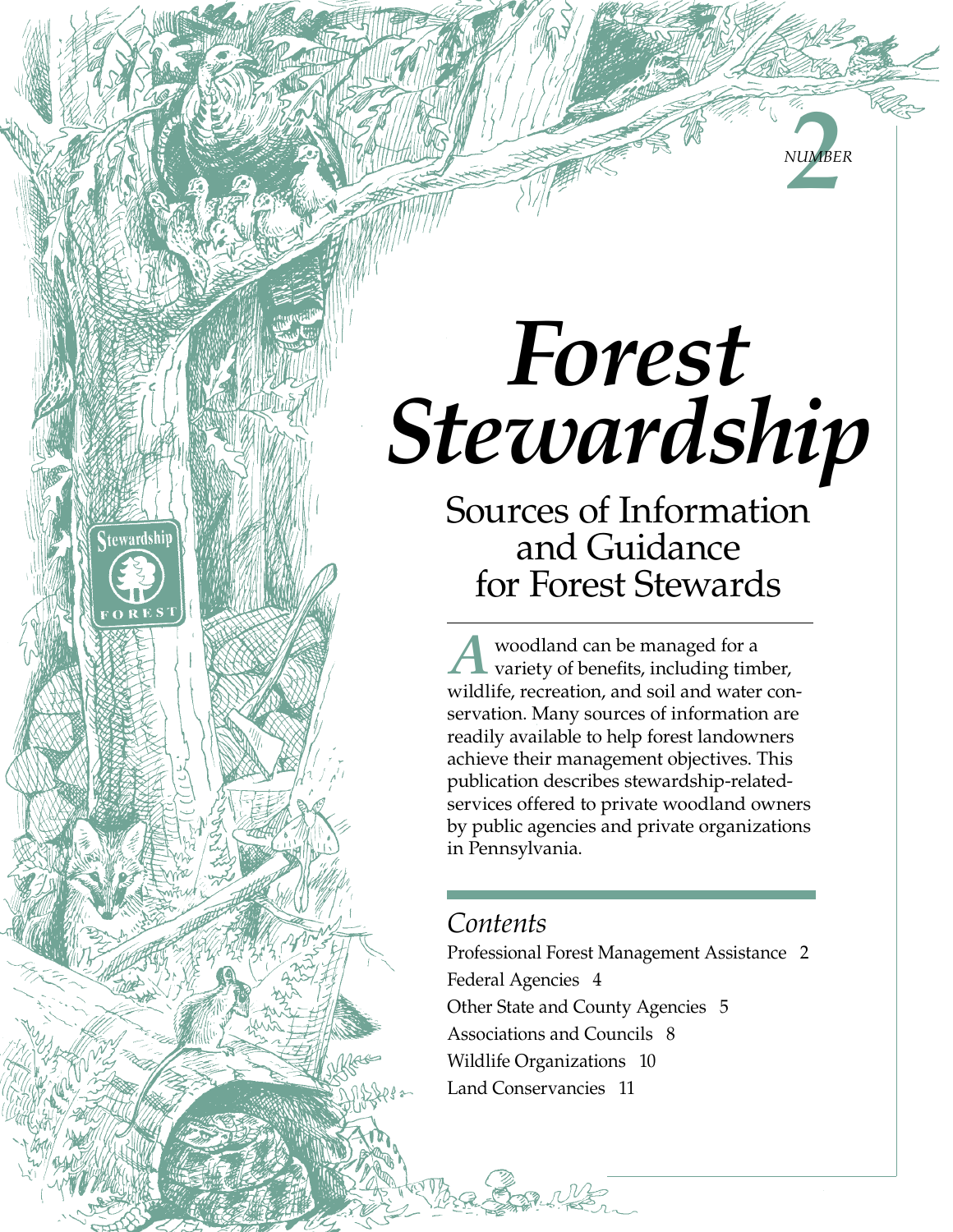NUMBER 2

# Forest Stewardship

## Sources of Information and Guidance for Forest Stewards

A woodland can be managed for a variety of benefits, including timber, wildlife, recreation, and soil and water conservation. Many sources of information are readily available to help forest landowners achieve their management objectives. This publication describes stewardship-related-services offered to private woodland owners by public agencies and private organizations in Pennsylvania.

## Contents

Professional Forest Management Assistance 2

Federal Agencies 4

Other State and County Agencies 5

Associations and Councils 8

Wildlife Organizations 10

Land Conservancies 11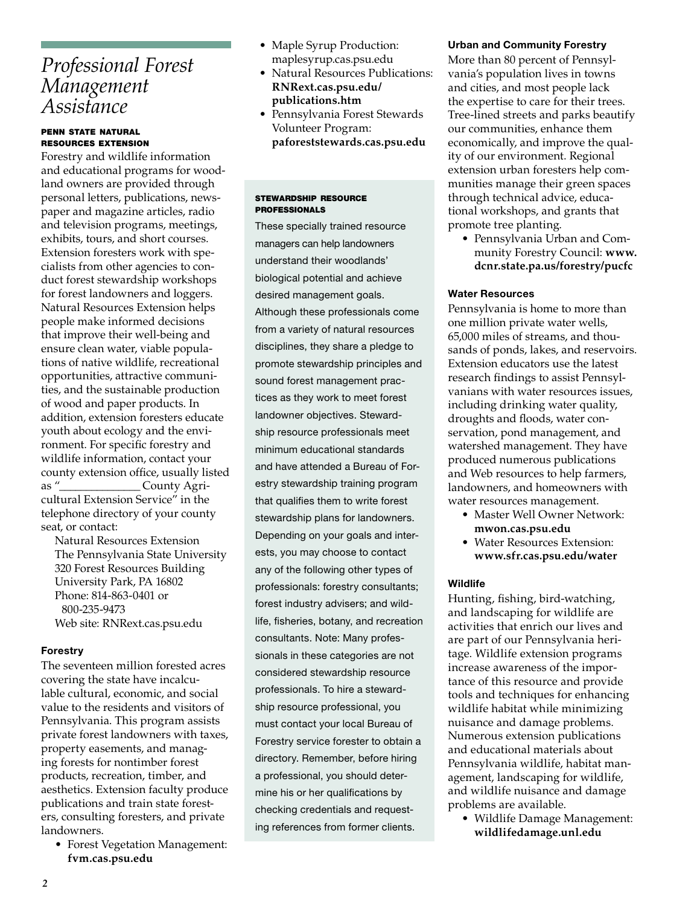# *Professional Forest Management Assistance*

### PENN STATE NATURAL RESOURCES EXTENSION

Forestry and wildlife information and educational programs for woodland owners are provided through personal letters, publications, newspaper and magazine articles, radio and television programs, meetings, exhibits, tours, and short courses. Extension foresters work with specialists from other agencies to conduct forest stewardship workshops for forest landowners and loggers. Natural Resources Extension helps people make informed decisions that improve their well-being and ensure clean water, viable populations of native wildlife, recreational opportunities, attractive communities, and the sustainable production of wood and paper products. In addition, extension foresters educate youth about ecology and the environment. For specific forestry and wildlife information, contact your county extension office, usually listed as "_______________ County Agricultural Extension Service" in the telephone directory of your county seat, or contact:

Natural Resources Extension
The Pennsylvania State University
320 Forest Resources Building
University Park, PA 16802
Phone: 814-863-0401 or
800-235-9473
Web site: RNRext.cas.psu.edu

#### Forestry

The seventeen million forested acres covering the state have incalculable cultural, economic, and social value to the residents and visitors of Pennsylvania. This program assists private forest landowners with taxes, property easements, and managing forests for nontimber forest products, recreation, timber, and aesthetics. Extension faculty produce publications and train state foresters, consulting foresters, and private landowners.

- Forest Vegetation Management: **fvm.cas.psu.edu**
- Maple Syrup Production: maplesyrup.cas.psu.edu
- Natural Resources Publications: **RNRext.cas.psu.edu/publications.htm**
- Pennsylvania Forest Stewards Volunteer Program: **paforeststewards.cas.psu.edu**

### STEWARDSHIP RESOURCE PROFESSIONALS

These specially trained resource managers can help landowners understand their woodlands' biological potential and achieve desired management goals. Although these professionals come from a variety of natural resources disciplines, they share a pledge to promote stewardship principles and sound forest management practices as they work to meet forest landowner objectives. Stewardship resource professionals meet minimum educational standards and have attended a Bureau of Forestry stewardship training program that qualifies them to write forest stewardship plans for landowners. Depending on your goals and interests, you may choose to contact any of the following other types of professionals: forestry consultants; forest industry advisers; and wildlife, fisheries, botany, and recreation consultants. Note: Many professionals in these categories are not considered stewardship resource professionals. To hire a stewardship resource professional, you must contact your local Bureau of Forestry service forester to obtain a directory. Remember, before hiring a professional, you should determine his or her qualifications by checking credentials and requesting references from former clients.

#### Urban and Community Forestry

More than 80 percent of Pennsylvania's population lives in towns and cities, and most people lack the expertise to care for their trees. Tree-lined streets and parks beautify our communities, enhance them economically, and improve the quality of our environment. Regional extension urban foresters help communities manage their green spaces through technical advice, educational workshops, and grants that promote tree planting.

- Pennsylvania Urban and Community Forestry Council: **www.dcnr.state.pa.us/forestry/pucfc**

#### Water Resources

Pennsylvania is home to more than one million private water wells, 65,000 miles of streams, and thousands of ponds, lakes, and reservoirs. Extension educators use the latest research findings to assist Pennsylvanians with water resources issues, including drinking water quality, droughts and floods, water conservation, pond management, and watershed management. They have produced numerous publications and Web resources to help farmers, landowners, and homeowners with water resources management.

- Master Well Owner Network: **mwon.cas.psu.edu**
- Water Resources Extension: **www.sfr.cas.psu.edu/water**

#### Wildlife

Hunting, fishing, bird-watching, and landscaping for wildlife are activities that enrich our lives and are part of our Pennsylvania heritage. Wildlife extension programs increase awareness of the importance of this resource and provide tools and techniques for enhancing wildlife habitat while minimizing nuisance and damage problems. Numerous extension publications and educational materials about Pennsylvania wildlife, habitat management, landscaping for wildlife, and wildlife nuisance and damage problems are available.

- Wildlife Damage Management: **wildlifedamage.unl.edu**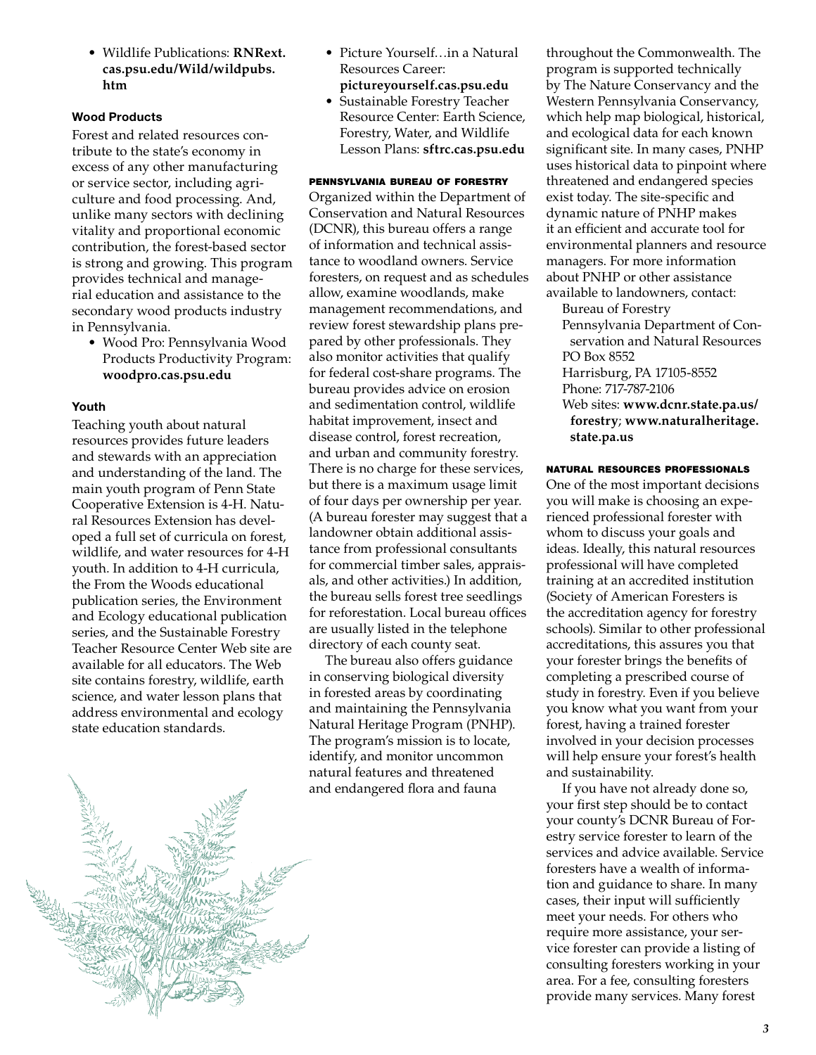- Wildlife Publications: **RNRext.cas.psu.edu/Wild/wildpubs.htm**

#### Wood Products

Forest and related resources contribute to the state's economy in excess of any other manufacturing or service sector, including agriculture and food processing. And, unlike many sectors with declining vitality and proportional economic contribution, the forest-based sector is strong and growing. This program provides technical and managerial education and assistance to the secondary wood products industry in Pennsylvania.

- Wood Pro: Pennsylvania Wood Products Productivity Program: **woodpro.cas.psu.edu**

#### Youth

Teaching youth about natural resources provides future leaders and stewards with an appreciation and understanding of the land. The main youth program of Penn State Cooperative Extension is 4-H. Natural Resources Extension has developed a full set of curricula on forest, wildlife, and water resources for 4-H youth. In addition to 4-H curricula, the From the Woods educational publication series, the Environment and Ecology educational publication series, and the Sustainable Forestry Teacher Resource Center Web site are available for all educators. The Web site contains forestry, wildlife, earth science, and water lesson plans that address environmental and ecology state education standards.

- Picture Yourself…in a Natural Resources Career: **pictureyourself.cas.psu.edu**
- Sustainable Forestry Teacher Resource Center: Earth Science, Forestry, Water, and Wildlife Lesson Plans: **sftrc.cas.psu.edu**

### PENNSYLVANIA BUREAU OF FORESTRY

Organized within the Department of Conservation and Natural Resources (DCNR), this bureau offers a range of information and technical assistance to woodland owners. Service foresters, on request and as schedules allow, examine woodlands, make management recommendations, and review forest stewardship plans prepared by other professionals. They also monitor activities that qualify for federal cost-share programs. The bureau provides advice on erosion and sedimentation control, wildlife habitat improvement, insect and disease control, forest recreation, and urban and community forestry. There is no charge for these services, but there is a maximum usage limit of four days per ownership per year. (A bureau forester may suggest that a landowner obtain additional assistance from professional consultants for commercial timber sales, appraisals, and other activities.) In addition, the bureau sells forest tree seedlings for reforestation. Local bureau offices are usually listed in the telephone directory of each county seat.

The bureau also offers guidance in conserving biological diversity in forested areas by coordinating and maintaining the Pennsylvania Natural Heritage Program (PNHP). The program's mission is to locate, identify, and monitor uncommon natural features and threatened and endangered flora and fauna throughout the Commonwealth. The program is supported technically by The Nature Conservancy and the Western Pennsylvania Conservancy, which help map biological, historical, and ecological data for each known significant site. In many cases, PNHP uses historical data to pinpoint where threatened and endangered species exist today. The site-specific and dynamic nature of PNHP makes it an efficient and accurate tool for environmental planners and resource managers. For more information about PNHP or other assistance available to landowners, contact:

Bureau of Forestry
Pennsylvania Department of Conservation and Natural Resources
PO Box 8552
Harrisburg, PA 17105-8552
Phone: 717-787-2106
Web sites: **www.dcnr.state.pa.us/forestry**; **www.naturalheritage.state.pa.us**

### NATURAL RESOURCES PROFESSIONALS

One of the most important decisions you will make is choosing an experienced professional forester with whom to discuss your goals and ideas. Ideally, this natural resources professional will have completed training at an accredited institution (Society of American Foresters is the accreditation agency for forestry schools). Similar to other professional accreditations, this assures you that your forester brings the benefits of completing a prescribed course of study in forestry. Even if you believe you know what you want from your forest, having a trained forester involved in your decision processes will help ensure your forest's health and sustainability.

If you have not already done so, your first step should be to contact your county's DCNR Bureau of Forestry service forester to learn of the services and advice available. Service foresters have a wealth of information and guidance to share. In many cases, their input will sufficiently meet your needs. For others who require more assistance, your service forester can provide a listing of consulting foresters working in your area. For a fee, consulting foresters provide many services. Many forest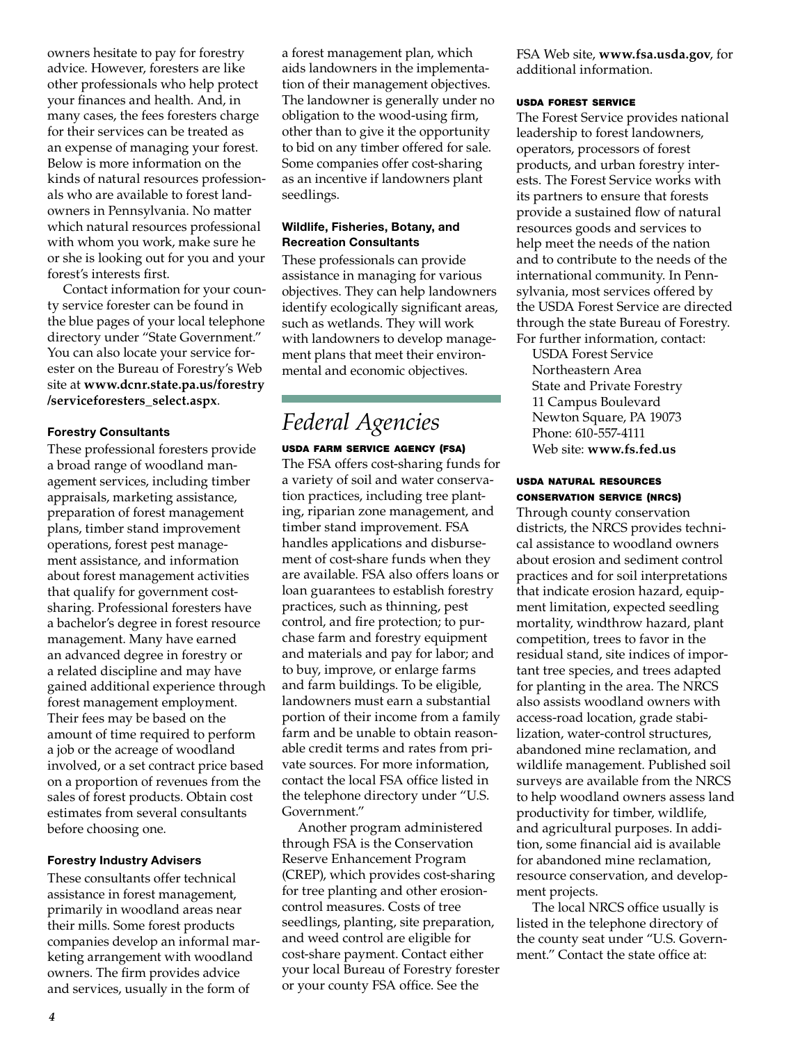owners hesitate to pay for forestry advice. However, foresters are like other professionals who help protect your finances and health. And, in many cases, the fees foresters charge for their services can be treated as an expense of managing your forest. Below is more information on the kinds of natural resources professionals who are available to forest landowners in Pennsylvania. No matter which natural resources professional with whom you work, make sure he or she is looking out for you and your forest's interests first.

Contact information for your county service forester can be found in the blue pages of your local telephone directory under "State Government." You can also locate your service forester on the Bureau of Forestry's Web site at **www.dcnr.state.pa.us/forestry/serviceforesters_select.aspx**.

#### Forestry Consultants

These professional foresters provide a broad range of woodland management services, including timber appraisals, marketing assistance, preparation of forest management plans, timber stand improvement operations, forest pest management assistance, and information about forest management activities that qualify for government cost-sharing. Professional foresters have a bachelor's degree in forest resource management. Many have earned an advanced degree in forestry or a related discipline and may have gained additional experience through forest management employment. Their fees may be based on the amount of time required to perform a job or the acreage of woodland involved, or a set contract price based on a proportion of revenues from the sales of forest products. Obtain cost estimates from several consultants before choosing one.

#### Forestry Industry Advisers

These consultants offer technical assistance in forest management, primarily in woodland areas near their mills. Some forest products companies develop an informal marketing arrangement with woodland owners. The firm provides advice and services, usually in the form of a forest management plan, which aids landowners in the implementation of their management objectives. The landowner is generally under no obligation to the wood-using firm, other than to give it the opportunity to bid on any timber offered for sale. Some companies offer cost-sharing as an incentive if landowners plant seedlings.

#### Wildlife, Fisheries, Botany, and Recreation Consultants

These professionals can provide assistance in managing for various objectives. They can help landowners identify ecologically significant areas, such as wetlands. They will work with landowners to develop management plans that meet their environmental and economic objectives.

## *Federal Agencies*

#### USDA Farm Service Agency (FSA)

The FSA offers cost-sharing funds for a variety of soil and water conservation practices, including tree planting, riparian zone management, and timber stand improvement. FSA handles applications and disbursement of cost-share funds when they are available. FSA also offers loans or loan guarantees to establish forestry practices, such as thinning, pest control, and fire protection; to purchase farm and forestry equipment and materials and pay for labor; and to buy, improve, or enlarge farms and farm buildings. To be eligible, landowners must earn a substantial portion of their income from a family farm and be unable to obtain reasonable credit terms and rates from private sources. For more information, contact the local FSA office listed in the telephone directory under "U.S. Government."

Another program administered through FSA is the Conservation Reserve Enhancement Program (CREP), which provides cost-sharing for tree planting and other erosion-control measures. Costs of tree seedlings, planting, site preparation, and weed control are eligible for cost-share payment. Contact either your local Bureau of Forestry forester or your county FSA office. See the FSA Web site, **www.fsa.usda.gov**, for additional information.

#### USDA Forest Service

The Forest Service provides national leadership to forest landowners, operators, processors of forest products, and urban forestry interests. The Forest Service works with its partners to ensure that forests provide a sustained flow of natural resources goods and services to help meet the needs of the nation and to contribute to the needs of the international community. In Pennsylvania, most services offered by the USDA Forest Service are directed through the state Bureau of Forestry. For further information, contact:

USDA Forest Service
Northeastern Area
State and Private Forestry
11 Campus Boulevard
Newton Square, PA 19073
Phone: 610-557-4111
Web site: **www.fs.fed.us**

#### USDA Natural Resources Conservation Service (NRCS)

Through county conservation districts, the NRCS provides technical assistance to woodland owners about erosion and sediment control practices and for soil interpretations that indicate erosion hazard, equipment limitation, expected seedling mortality, windthrow hazard, plant competition, trees to favor in the residual stand, site indices of important tree species, and trees adapted for planting in the area. The NRCS also assists woodland owners with access-road location, grade stabilization, water-control structures, abandoned mine reclamation, and wildlife management. Published soil surveys are available from the NRCS to help woodland owners assess land productivity for timber, wildlife, and agricultural purposes. In addition, some financial aid is available for abandoned mine reclamation, resource conservation, and development projects.

The local NRCS office usually is listed in the telephone directory of the county seat under "U.S. Government." Contact the state office at: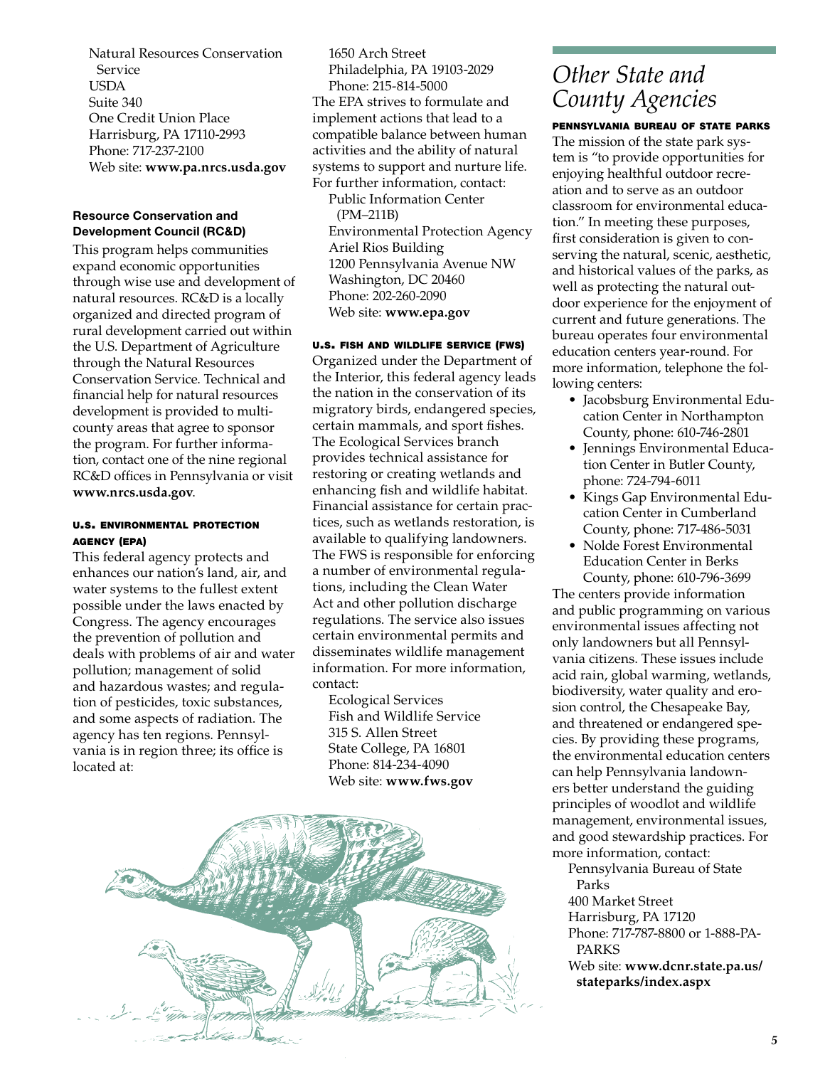Natural Resources Conservation Service
USDA
Suite 340
One Credit Union Place
Harrisburg, PA 17110-2993
Phone: 717-237-2100
Web site: **www.pa.nrcs.usda.gov**

#### Resource Conservation and Development Council (RC&D)

This program helps communities expand economic opportunities through wise use and development of natural resources. RC&D is a locally organized and directed program of rural development carried out within the U.S. Department of Agriculture through the Natural Resources Conservation Service. Technical and financial help for natural resources development is provided to multicounty areas that agree to sponsor the program. For further information, contact one of the nine regional RC&D offices in Pennsylvania or visit **www.nrcs.usda.gov**.

#### U.S. Environmental Protection Agency (EPA)

This federal agency protects and enhances our nation's land, air, and water systems to the fullest extent possible under the laws enacted by Congress. The agency encourages the prevention of pollution and deals with problems of air and water pollution; management of solid and hazardous wastes; and regulation of pesticides, toxic substances, and some aspects of radiation. The agency has ten regions. Pennsylvania is in region three; its office is located at:

1650 Arch Street
Philadelphia, PA 19103-2029
Phone: 215-814-5000

The EPA strives to formulate and implement actions that lead to a compatible balance between human activities and the ability of natural systems to support and nurture life. For further information, contact:

Public Information Center (PM–211B)
Environmental Protection Agency
Ariel Rios Building
1200 Pennsylvania Avenue NW
Washington, DC 20460
Phone: 202-260-2090
Web site: **www.epa.gov**

#### U.S. Fish and Wildlife Service (FWS)

Organized under the Department of the Interior, this federal agency leads the nation in the conservation of its migratory birds, endangered species, certain mammals, and sport fishes. The Ecological Services branch provides technical assistance for restoring or creating wetlands and enhancing fish and wildlife habitat. Financial assistance for certain practices, such as wetlands restoration, is available to qualifying landowners. The FWS is responsible for enforcing a number of environmental regulations, including the Clean Water Act and other pollution discharge regulations. The service also issues certain environmental permits and disseminates wildlife management information. For more information, contact:

Ecological Services
Fish and Wildlife Service
315 S. Allen Street
State College, PA 16801
Phone: 814-234-4090
Web site: **www.fws.gov**

## *Other State and County Agencies*

#### Pennsylvania Bureau of State Parks

The mission of the state park system is "to provide opportunities for enjoying healthful outdoor recreation and to serve as an outdoor classroom for environmental education." In meeting these purposes, first consideration is given to conserving the natural, scenic, aesthetic, and historical values of the parks, as well as protecting the natural outdoor experience for the enjoyment of current and future generations. The bureau operates four environmental education centers year-round. For more information, telephone the following centers:

- Jacobsburg Environmental Education Center in Northampton County, phone: 610-746-2801
- Jennings Environmental Education Center in Butler County, phone: 724-794-6011
- Kings Gap Environmental Education Center in Cumberland County, phone: 717-486-5031
- Nolde Forest Environmental Education Center in Berks County, phone: 610-796-3699

The centers provide information and public programming on various environmental issues affecting not only landowners but all Pennsylvania citizens. These issues include acid rain, global warming, wetlands, biodiversity, water quality and erosion control, the Chesapeake Bay, and threatened or endangered species. By providing these programs, the environmental education centers can help Pennsylvania landowners better understand the guiding principles of woodlot and wildlife management, environmental issues, and good stewardship practices. For more information, contact:

Pennsylvania Bureau of State Parks
400 Market Street
Harrisburg, PA 17120
Phone: 717-787-8800 or 1-888-PA-PARKS
Web site: **www.dcnr.state.pa.us/stateparks/index.aspx**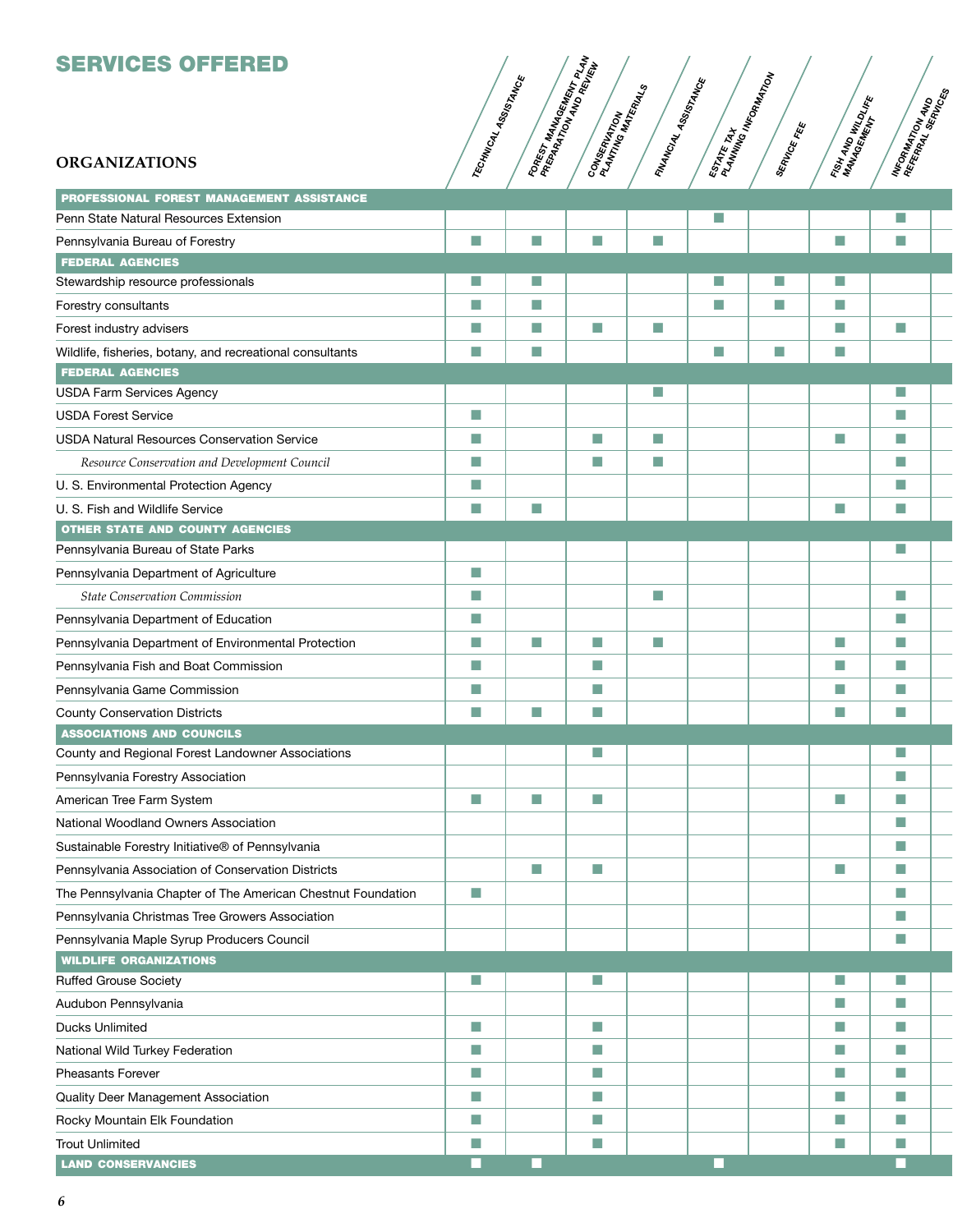# SERVICES OFFERED

| ORGANIZATIONS | Technical Assistance | Forest Management Plan Preparation and Review | Conservation Planting Materials | Financial Assistance | Estate Tax Planning Information | Service Fee | Fish and Wildlife Management | Information and Referral Services |
|---|---|---|---|---|---|---|---|---|
| **PROFESSIONAL FOREST MANAGEMENT ASSISTANCE** | | | | | | | | |
| Penn State Natural Resources Extension | | | | | ■ | | | ■ |
| Pennsylvania Bureau of Forestry | ■ | ■ | ■ | ■ | | | ■ | ■ |
| **FEDERAL AGENCIES** | | | | | | | | |
| Stewardship resource professionals | ■ | ■ | | | ■ | ■ | ■ | |
| Forestry consultants | ■ | ■ | | | ■ | ■ | ■ | |
| Forest industry advisers | ■ | ■ | ■ | ■ | | | ■ | ■ |
| Wildlife, fisheries, botany, and recreational consultants | ■ | ■ | | | ■ | ■ | ■ | |
| **FEDERAL AGENCIES** | | | | | | | | |
| USDA Farm Services Agency | | | | ■ | | | | ■ |
| USDA Forest Service | ■ | | | | | | | ■ |
| USDA Natural Resources Conservation Service | ■ | | ■ | ■ | | | ■ | ■ |
| *Resource Conservation and Development Council* | ■ | | ■ | ■ | | | | ■ |
| U. S. Environmental Protection Agency | ■ | | | | | | | ■ |
| U. S. Fish and Wildlife Service | ■ | ■ | | | | | ■ | ■ |
| **OTHER STATE AND COUNTY AGENCIES** | | | | | | | | |
| Pennsylvania Bureau of State Parks | | | | | | | | ■ |
| Pennsylvania Department of Agriculture | ■ | | | | | | | |
| *State Conservation Commission* | ■ | | | ■ | | | | ■ |
| Pennsylvania Department of Education | ■ | | | | | | | ■ |
| Pennsylvania Department of Environmental Protection | ■ | ■ | ■ | ■ | | | ■ | ■ |
| Pennsylvania Fish and Boat Commission | ■ | | ■ | | | | ■ | ■ |
| Pennsylvania Game Commission | ■ | | ■ | | | | ■ | ■ |
| County Conservation Districts | ■ | ■ | ■ | | | | ■ | ■ |
| **ASSOCIATIONS AND COUNCILS** | | | | | | | | |
| County and Regional Forest Landowner Associations | | | ■ | | | | | ■ |
| Pennsylvania Forestry Association | | | | | | | | ■ |
| American Tree Farm System | ■ | ■ | ■ | | | | ■ | ■ |
| National Woodland Owners Association | | | | | | | | ■ |
| Sustainable Forestry Initiative® of Pennsylvania | | | | | | | | ■ |
| Pennsylvania Association of Conservation Districts | | ■ | ■ | | | | ■ | ■ |
| The Pennsylvania Chapter of The American Chestnut Foundation | ■ | | | | | | | ■ |
| Pennsylvania Christmas Tree Growers Association | | | | | | | | ■ |
| Pennsylvania Maple Syrup Producers Council | | | | | | | | ■ |
| **WILDLIFE ORGANIZATIONS** | | | | | | | | |
| Ruffed Grouse Society | ■ | | ■ | | | | ■ | ■ |
| Audubon Pennsylvania | | | | | | | ■ | ■ |
| Ducks Unlimited | ■ | | ■ | | | | ■ | ■ |
| National Wild Turkey Federation | ■ | | ■ | | | | ■ | ■ |
| Pheasants Forever | ■ | | ■ | | | | ■ | ■ |
| Quality Deer Management Association | ■ | | ■ | | | | ■ | ■ |
| Rocky Mountain Elk Foundation | ■ | | ■ | | | | ■ | ■ |
| Trout Unlimited | ■ | | ■ | | | | ■ | ■ |
| **LAND CONSERVANCIES** | ■ | ■ | | | ■ | | | ■ |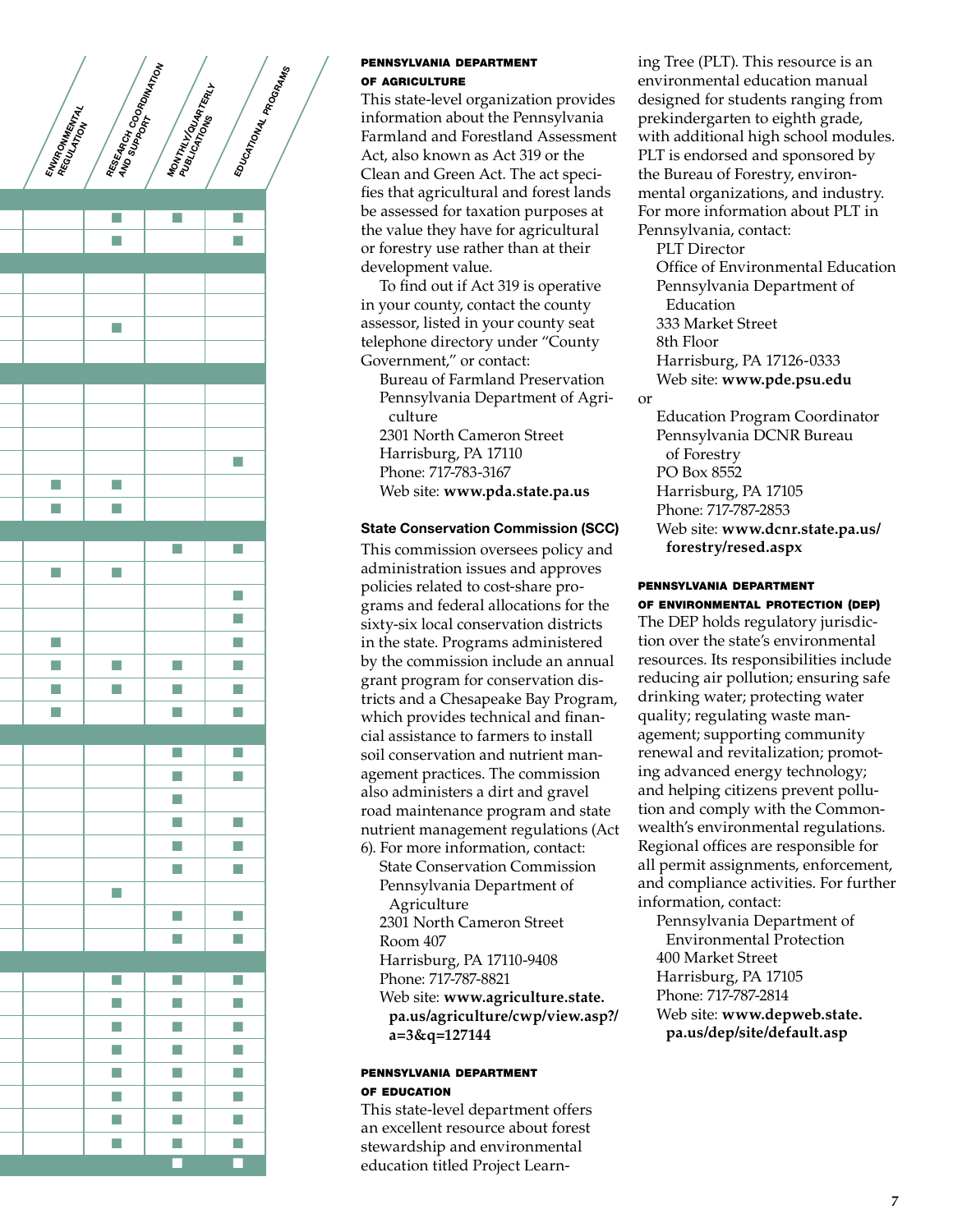| Environmental Regulation | Research Coordination and Support | Monthly/Quarterly Publications | Educational Programs |
|---|---|---|---|
| | | | |
| | ■ | ■ | ■ |
| | ■ | | ■ |
| | | | |
| | | | |
| | | | |
| | ■ | | |
| | | | |
| | | | |
| | | | |
| | | | |
| | | | |
| | | | ■ |
| ■ | ■ | | |
| ■ | ■ | | |
| | | | |
| | | ■ | ■ |
| ■ | ■ | | |
| | | | ■ |
| | | | ■ |
| ■ | | | ■ |
| ■ | ■ | ■ | ■ |
| ■ | ■ | ■ | ■ |
| ■ | | ■ | ■ |
| | | | |
| | | ■ | ■ |
| | | ■ | ■ |
| | | ■ | |
| | | ■ | ■ |
| | | ■ | ■ |
| | | ■ | ■ |
| | ■ | | |
| | | ■ | ■ |
| | | ■ | ■ |
| | | | |
| | ■ | ■ | ■ |
| | ■ | ■ | ■ |
| | ■ | ■ | ■ |
| | ■ | ■ | ■ |
| | ■ | ■ | ■ |
| | ■ | ■ | ■ |
| | ■ | ■ | ■ |
| | ■ | ■ | ■ |
| | | ■ | ■ |

### PENNSYLVANIA DEPARTMENT OF AGRICULTURE

This state-level organization provides information about the Pennsylvania Farmland and Forestland Assessment Act, also known as Act 319 or the Clean and Green Act. The act specifies that agricultural and forest lands be assessed for taxation purposes at the value they have for agricultural or forestry use rather than at their development value.

To find out if Act 319 is operative in your county, contact the county assessor, listed in your county seat telephone directory under "County Government," or contact:

Bureau of Farmland Preservation
Pennsylvania Department of Agriculture
2301 North Cameron Street
Harrisburg, PA 17110
Phone: 717-783-3167
Web site: **www.pda.state.pa.us**

### State Conservation Commission (SCC)

This commission oversees policy and administration issues and approves policies related to cost-share programs and federal allocations for the sixty-six local conservation districts in the state. Programs administered by the commission include an annual grant program for conservation districts and a Chesapeake Bay Program, which provides technical and financial assistance to farmers to install soil conservation and nutrient management practices. The commission also administers a dirt and gravel road maintenance program and state nutrient management regulations (Act 6). For more information, contact:

State Conservation Commission
Pennsylvania Department of Agriculture
2301 North Cameron Street
Room 407
Harrisburg, PA 17110-9408
Phone: 717-787-8821
Web site: **www.agriculture.state.pa.us/agriculture/cwp/view.asp?/a=3&q=127144**

### PENNSYLVANIA DEPARTMENT OF EDUCATION

This state-level department offers an excellent resource about forest stewardship and environmental education titled Project Learning Tree (PLT). This resource is an environmental education manual designed for students ranging from prekindergarten to eighth grade, with additional high school modules. PLT is endorsed and sponsored by the Bureau of Forestry, environmental organizations, and industry. For more information about PLT in Pennsylvania, contact:

PLT Director
Office of Environmental Education
Pennsylvania Department of Education
333 Market Street
8th Floor
Harrisburg, PA 17126-0333
Web site: **www.pde.psu.edu**

or

Education Program Coordinator
Pennsylvania DCNR Bureau of Forestry
PO Box 8552
Harrisburg, PA 17105
Phone: 717-787-2853
Web site: **www.dcnr.state.pa.us/forestry/resed.aspx**

### PENNSYLVANIA DEPARTMENT OF ENVIRONMENTAL PROTECTION (DEP)

The DEP holds regulatory jurisdiction over the state's environmental resources. Its responsibilities include reducing air pollution; ensuring safe drinking water; protecting water quality; regulating waste management; supporting community renewal and revitalization; promoting advanced energy technology; and helping citizens prevent pollution and comply with the Commonwealth's environmental regulations. Regional offices are responsible for all permit assignments, enforcement, and compliance activities. For further information, contact:

Pennsylvania Department of Environmental Protection
400 Market Street
Harrisburg, PA 17105
Phone: 717-787-2814
Web site: **www.depweb.state.pa.us/dep/site/default.asp**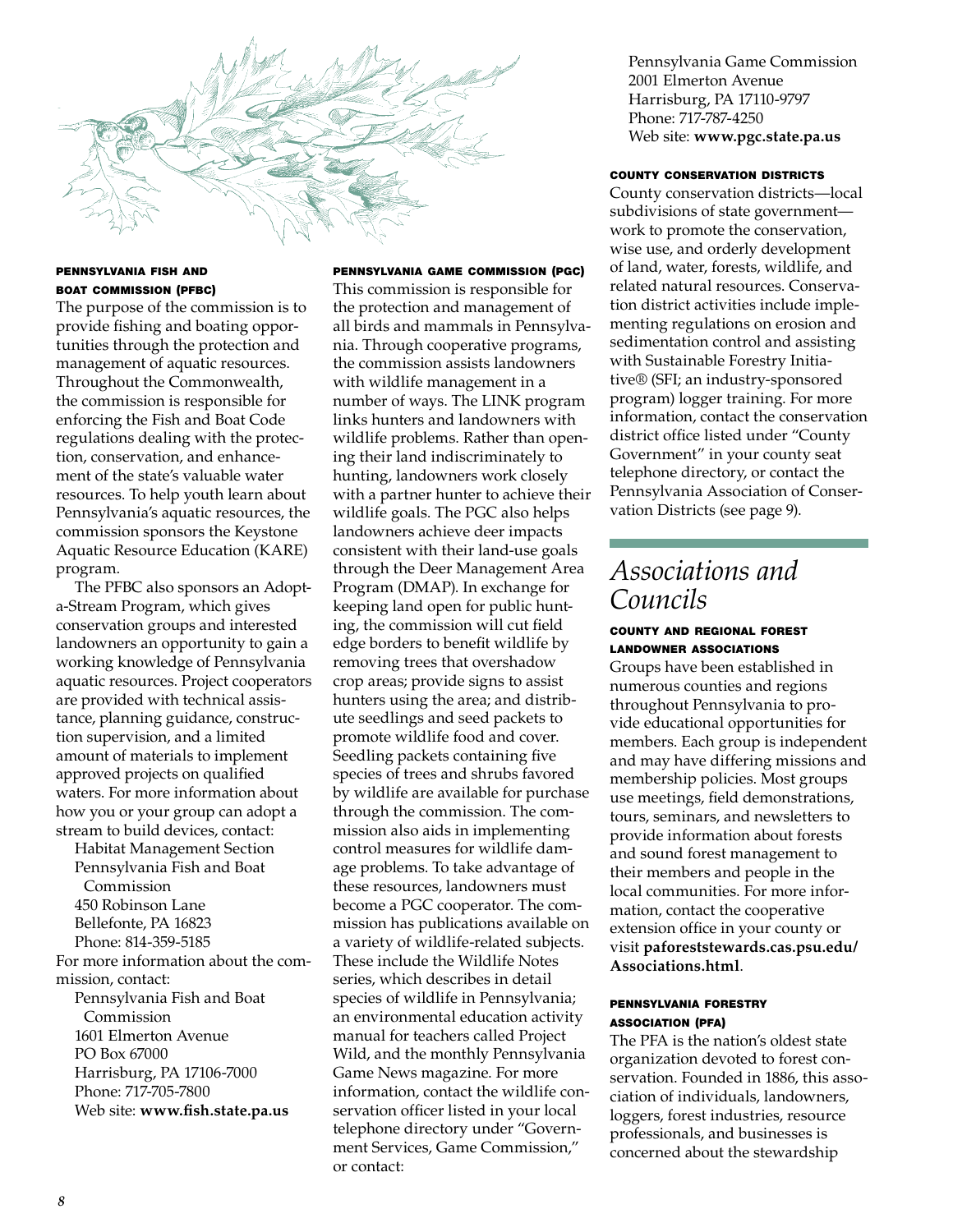#### PENNSYLVANIA FISH AND BOAT COMMISSION (PFBC)

The purpose of the commission is to provide fishing and boating opportunities through the protection and management of aquatic resources. Throughout the Commonwealth, the commission is responsible for enforcing the Fish and Boat Code regulations dealing with the protection, conservation, and enhancement of the state's valuable water resources. To help youth learn about Pennsylvania's aquatic resources, the commission sponsors the Keystone Aquatic Resource Education (KARE) program.

The PFBC also sponsors an Adopt-a-Stream Program, which gives conservation groups and interested landowners an opportunity to gain a working knowledge of Pennsylvania aquatic resources. Project cooperators are provided with technical assistance, planning guidance, construction supervision, and a limited amount of materials to implement approved projects on qualified waters. For more information about how you or your group can adopt a stream to build devices, contact:

Habitat Management Section
Pennsylvania Fish and Boat Commission
450 Robinson Lane
Bellefonte, PA 16823
Phone: 814-359-5185

For more information about the commission, contact:

Pennsylvania Fish and Boat Commission
1601 Elmerton Avenue
PO Box 67000
Harrisburg, PA 17106-7000
Phone: 717-705-7800
Web site: **www.fish.state.pa.us**

#### PENNSYLVANIA GAME COMMISSION (PGC)

This commission is responsible for the protection and management of all birds and mammals in Pennsylvania. Through cooperative programs, the commission assists landowners with wildlife management in a number of ways. The LINK program links hunters and landowners with wildlife problems. Rather than opening their land indiscriminately to hunting, landowners work closely with a partner hunter to achieve their wildlife goals. The PGC also helps landowners achieve deer impacts consistent with their land-use goals through the Deer Management Area Program (DMAP). In exchange for keeping land open for public hunting, the commission will cut field edge borders to benefit wildlife by removing trees that overshadow crop areas; provide signs to assist hunters using the area; and distribute seedlings and seed packets to promote wildlife food and cover. Seedling packets containing five species of trees and shrubs favored by wildlife are available for purchase through the commission. The commission also aids in implementing control measures for wildlife damage problems. To take advantage of these resources, landowners must become a PGC cooperator. The commission has publications available on a variety of wildlife-related subjects. These include the Wildlife Notes series, which describes in detail species of wildlife in Pennsylvania; an environmental education activity manual for teachers called Project Wild, and the monthly Pennsylvania Game News magazine. For more information, contact the wildlife conservation officer listed in your local telephone directory under "Government Services, Game Commission," or contact:

Pennsylvania Game Commission
2001 Elmerton Avenue
Harrisburg, PA 17110-9797
Phone: 717-787-4250
Web site: **www.pgc.state.pa.us**

#### COUNTY CONSERVATION DISTRICTS

County conservation districts—local subdivisions of state government—work to promote the conservation, wise use, and orderly development of land, water, forests, wildlife, and related natural resources. Conservation district activities include implementing regulations on erosion and sedimentation control and assisting with Sustainable Forestry Initiative® (SFI; an industry-sponsored program) logger training. For more information, contact the conservation district office listed under "County Government" in your county seat telephone directory, or contact the Pennsylvania Association of Conservation Districts (see page 9).

## *Associations and Councils*

#### COUNTY AND REGIONAL FOREST LANDOWNER ASSOCIATIONS

Groups have been established in numerous counties and regions throughout Pennsylvania to provide educational opportunities for members. Each group is independent and may have differing missions and membership policies. Most groups use meetings, field demonstrations, tours, seminars, and newsletters to provide information about forests and sound forest management to their members and people in the local communities. For more information, contact the cooperative extension office in your county or visit **paforeststewards.cas.psu.edu/Associations.html**.

#### PENNSYLVANIA FORESTRY ASSOCIATION (PFA)

The PFA is the nation's oldest state organization devoted to forest conservation. Founded in 1886, this association of individuals, landowners, loggers, forest industries, resource professionals, and businesses is concerned about the stewardship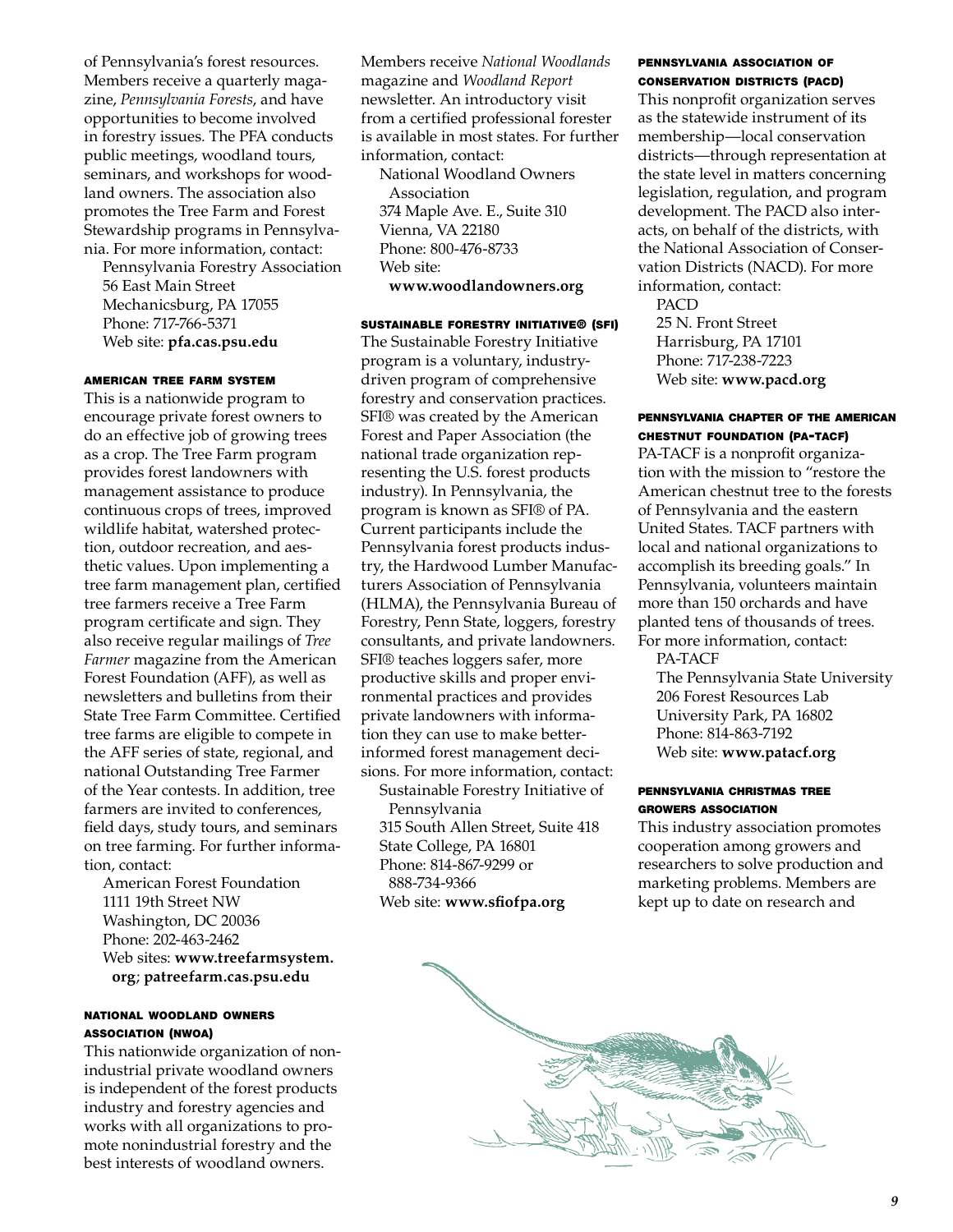of Pennsylvania's forest resources. Members receive a quarterly magazine, *Pennsylvania Forests*, and have opportunities to become involved in forestry issues. The PFA conducts public meetings, woodland tours, seminars, and workshops for woodland owners. The association also promotes the Tree Farm and Forest Stewardship programs in Pennsylvania. For more information, contact:

Pennsylvania Forestry Association
56 East Main Street
Mechanicsburg, PA 17055
Phone: 717-766-5371
Web site: **pfa.cas.psu.edu**

#### AMERICAN TREE FARM SYSTEM

This is a nationwide program to encourage private forest owners to do an effective job of growing trees as a crop. The Tree Farm program provides forest landowners with management assistance to produce continuous crops of trees, improved wildlife habitat, watershed protection, outdoor recreation, and aesthetic values. Upon implementing a tree farm management plan, certified tree farmers receive a Tree Farm program certificate and sign. They also receive regular mailings of *Tree Farmer* magazine from the American Forest Foundation (AFF), as well as newsletters and bulletins from their State Tree Farm Committee. Certified tree farms are eligible to compete in the AFF series of state, regional, and national Outstanding Tree Farmer of the Year contests. In addition, tree farmers are invited to conferences, field days, study tours, and seminars on tree farming. For further information, contact:

American Forest Foundation
1111 19th Street NW
Washington, DC 20036
Phone: 202-463-2462
Web sites: **www.treefarmsystem.org**; **patreefarm.cas.psu.edu**

#### NATIONAL WOODLAND OWNERS ASSOCIATION (NWOA)

This nationwide organization of nonindustrial private woodland owners is independent of the forest products industry and forestry agencies and works with all organizations to promote nonindustrial forestry and the best interests of woodland owners. Members receive *National Woodlands* magazine and *Woodland Report* newsletter. An introductory visit from a certified professional forester is available in most states. For further information, contact:

National Woodland Owners Association
374 Maple Ave. E., Suite 310
Vienna, VA 22180
Phone: 800-476-8733
Web site: **www.woodlandowners.org**

#### SUSTAINABLE FORESTRY INITIATIVE® (SFI)

The Sustainable Forestry Initiative program is a voluntary, industry-driven program of comprehensive forestry and conservation practices. SFI® was created by the American Forest and Paper Association (the national trade organization representing the U.S. forest products industry). In Pennsylvania, the program is known as SFI® of PA. Current participants include the Pennsylvania forest products industry, the Hardwood Lumber Manufacturers Association of Pennsylvania (HLMA), the Pennsylvania Bureau of Forestry, Penn State, loggers, forestry consultants, and private landowners. SFI® teaches loggers safer, more productive skills and proper environmental practices and provides private landowners with information they can use to make better-informed forest management decisions. For more information, contact:

Sustainable Forestry Initiative of Pennsylvania
315 South Allen Street, Suite 418
State College, PA 16801
Phone: 814-867-9299 or 888-734-9366
Web site: **www.sfiofpa.org**

#### PENNSYLVANIA ASSOCIATION OF CONSERVATION DISTRICTS (PACD)

This nonprofit organization serves as the statewide instrument of its membership—local conservation districts—through representation at the state level in matters concerning legislation, regulation, and program development. The PACD also interacts, on behalf of the districts, with the National Association of Conservation Districts (NACD). For more information, contact:

PACD
25 N. Front Street
Harrisburg, PA 17101
Phone: 717-238-7223
Web site: **www.pacd.org**

#### PENNSYLVANIA CHAPTER OF THE AMERICAN CHESTNUT FOUNDATION (PA-TACF)

PA-TACF is a nonprofit organization with the mission to "restore the American chestnut tree to the forests of Pennsylvania and the eastern United States. TACF partners with local and national organizations to accomplish its breeding goals." In Pennsylvania, volunteers maintain more than 150 orchards and have planted tens of thousands of trees. For more information, contact:

PA-TACF
The Pennsylvania State University
206 Forest Resources Lab
University Park, PA 16802
Phone: 814-863-7192
Web site: **www.patacf.org**

#### PENNSYLVANIA CHRISTMAS TREE GROWERS ASSOCIATION

This industry association promotes cooperation among growers and researchers to solve production and marketing problems. Members are kept up to date on research and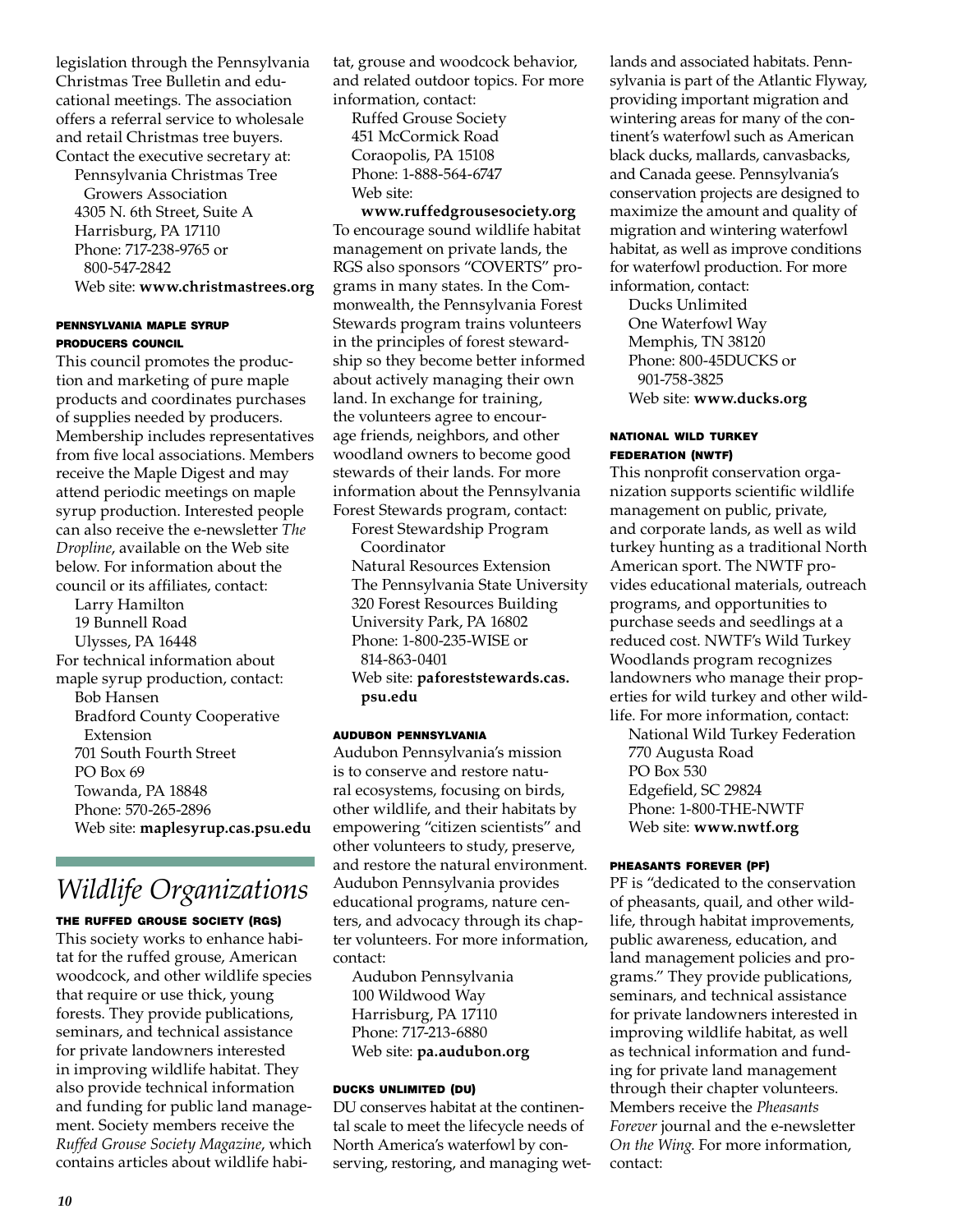legislation through the Pennsylvania Christmas Tree Bulletin and educational meetings. The association offers a referral service to wholesale and retail Christmas tree buyers. Contact the executive secretary at:

Pennsylvania Christmas Tree Growers Association
4305 N. 6th Street, Suite A
Harrisburg, PA 17110
Phone: 717-238-9765 or 800-547-2842
Web site: **www.christmastrees.org**

#### PENNSYLVANIA MAPLE SYRUP PRODUCERS COUNCIL

This council promotes the production and marketing of pure maple products and coordinates purchases of supplies needed by producers. Membership includes representatives from five local associations. Members receive the Maple Digest and may attend periodic meetings on maple syrup production. Interested people can also receive the e-newsletter *The Dropline*, available on the Web site below. For information about the council or its affiliates, contact:

Larry Hamilton
19 Bunnell Road
Ulysses, PA 16448

For technical information about maple syrup production, contact:

Bob Hansen
Bradford County Cooperative Extension
701 South Fourth Street
PO Box 69
Towanda, PA 18848
Phone: 570-265-2896
Web site: **maplesyrup.cas.psu.edu**

## Wildlife Organizations

#### THE RUFFED GROUSE SOCIETY (RGS)

This society works to enhance habitat for the ruffed grouse, American woodcock, and other wildlife species that require or use thick, young forests. They provide publications, seminars, and technical assistance for private landowners interested in improving wildlife habitat. They also provide technical information and funding for public land management. Society members receive the *Ruffed Grouse Society Magazine*, which contains articles about wildlife habitat, grouse and woodcock behavior, and related outdoor topics. For more information, contact:

Ruffed Grouse Society
451 McCormick Road
Coraopolis, PA 15108
Phone: 1-888-564-6747
Web site: **www.ruffedgrousesociety.org**

To encourage sound wildlife habitat management on private lands, the RGS also sponsors "COVERTS" programs in many states. In the Commonwealth, the Pennsylvania Forest Stewards program trains volunteers in the principles of forest stewardship so they become better informed about actively managing their own land. In exchange for training, the volunteers agree to encourage friends, neighbors, and other woodland owners to become good stewards of their lands. For more information about the Pennsylvania Forest Stewards program, contact:

Forest Stewardship Program Coordinator
Natural Resources Extension
The Pennsylvania State University
320 Forest Resources Building
University Park, PA 16802
Phone: 1-800-235-WISE or 814-863-0401
Web site: **paforeststewards.cas.psu.edu**

#### AUDUBON PENNSYLVANIA

Audubon Pennsylvania's mission is to conserve and restore natural ecosystems, focusing on birds, other wildlife, and their habitats by empowering "citizen scientists" and other volunteers to study, preserve, and restore the natural environment. Audubon Pennsylvania provides educational programs, nature centers, and advocacy through its chapter volunteers. For more information, contact:

Audubon Pennsylvania
100 Wildwood Way
Harrisburg, PA 17110
Phone: 717-213-6880
Web site: **pa.audubon.org**

#### DUCKS UNLIMITED (DU)

DU conserves habitat at the continental scale to meet the lifecycle needs of North America's waterfowl by conserving, restoring, and managing wetlands and associated habitats. Pennsylvania is part of the Atlantic Flyway, providing important migration and wintering areas for many of the continent's waterfowl such as American black ducks, mallards, canvasbacks, and Canada geese. Pennsylvania's conservation projects are designed to maximize the amount and quality of migration and wintering waterfowl habitat, as well as improve conditions for waterfowl production. For more information, contact:

Ducks Unlimited
One Waterfowl Way
Memphis, TN 38120
Phone: 800-45DUCKS or 901-758-3825
Web site: **www.ducks.org**

#### NATIONAL WILD TURKEY FEDERATION (NWTF)

This nonprofit conservation organization supports scientific wildlife management on public, private, and corporate lands, as well as wild turkey hunting as a traditional North American sport. The NWTF provides educational materials, outreach programs, and opportunities to purchase seeds and seedlings at a reduced cost. NWTF's Wild Turkey Woodlands program recognizes landowners who manage their properties for wild turkey and other wildlife. For more information, contact:

National Wild Turkey Federation
770 Augusta Road
PO Box 530
Edgefield, SC 29824
Phone: 1-800-THE-NWTF
Web site: **www.nwtf.org**

#### PHEASANTS FOREVER (PF)

PF is "dedicated to the conservation of pheasants, quail, and other wildlife, through habitat improvements, public awareness, education, and land management policies and programs." They provide publications, seminars, and technical assistance for private landowners interested in improving wildlife habitat, as well as technical information and funding for private land management through their chapter volunteers. Members receive the *Pheasants Forever* journal and the e-newsletter *On the Wing*. For more information, contact: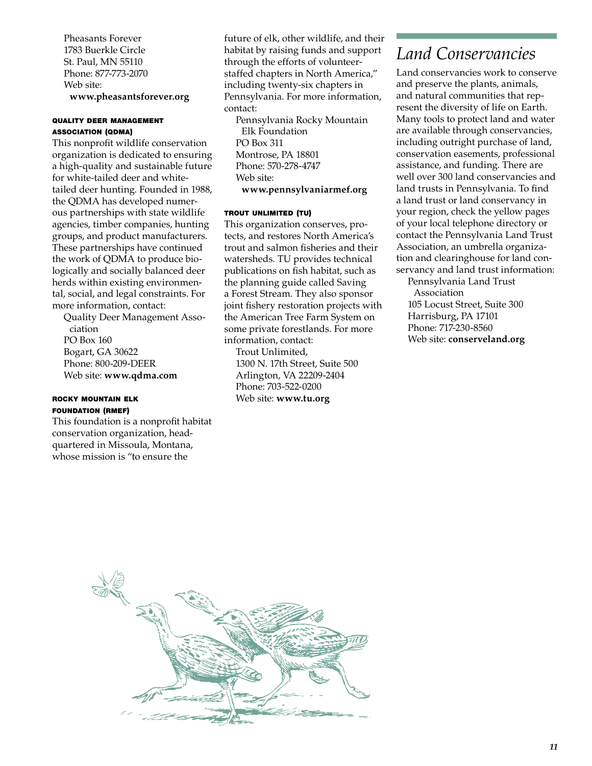Pheasants Forever
1783 Buerkle Circle
St. Paul, MN 55110
Phone: 877-773-2070
Web site:
**www.pheasantsforever.org**

#### QUALITY DEER MANAGEMENT ASSOCIATION (QDMA)

This nonprofit wildlife conservation organization is dedicated to ensuring a high-quality and sustainable future for white-tailed deer and white-tailed deer hunting. Founded in 1988, the QDMA has developed numerous partnerships with state wildlife agencies, timber companies, hunting groups, and product manufacturers. These partnerships have continued the work of QDMA to produce biologically and socially balanced deer herds within existing environmental, social, and legal constraints. For more information, contact:

Quality Deer Management Association
PO Box 160
Bogart, GA 30622
Phone: 800-209-DEER
Web site: **www.qdma.com**

#### ROCKY MOUNTAIN ELK FOUNDATION (RMEF)

This foundation is a nonprofit habitat conservation organization, headquartered in Missoula, Montana, whose mission is "to ensure the future of elk, other wildlife, and their habitat by raising funds and support through the efforts of volunteer-staffed chapters in North America," including twenty-six chapters in Pennsylvania. For more information, contact:

Pennsylvania Rocky Mountain Elk Foundation
PO Box 311
Montrose, PA 18801
Phone: 570-278-4747
Web site:
**www.pennsylvaniarmef.org**

#### TROUT UNLIMITED (TU)

This organization conserves, protects, and restores North America's trout and salmon fisheries and their watersheds. TU provides technical publications on fish habitat, such as the planning guide called Saving a Forest Stream. They also sponsor joint fishery restoration projects with the American Tree Farm System on some private forestlands. For more information, contact:

Trout Unlimited,
1300 N. 17th Street, Suite 500
Arlington, VA 22209-2404
Phone: 703-522-0200
Web site: **www.tu.org**

## *Land Conservancies*

Land conservancies work to conserve and preserve the plants, animals, and natural communities that represent the diversity of life on Earth. Many tools to protect land and water are available through conservancies, including outright purchase of land, conservation easements, professional assistance, and funding. There are well over 300 land conservancies and land trusts in Pennsylvania. To find a land trust or land conservancy in your region, check the yellow pages of your local telephone directory or contact the Pennsylvania Land Trust Association, an umbrella organization and clearinghouse for land conservancy and land trust information:

Pennsylvania Land Trust Association
105 Locust Street, Suite 300
Harrisburg, PA 17101
Phone: 717-230-8560
Web site: **conserveland.org**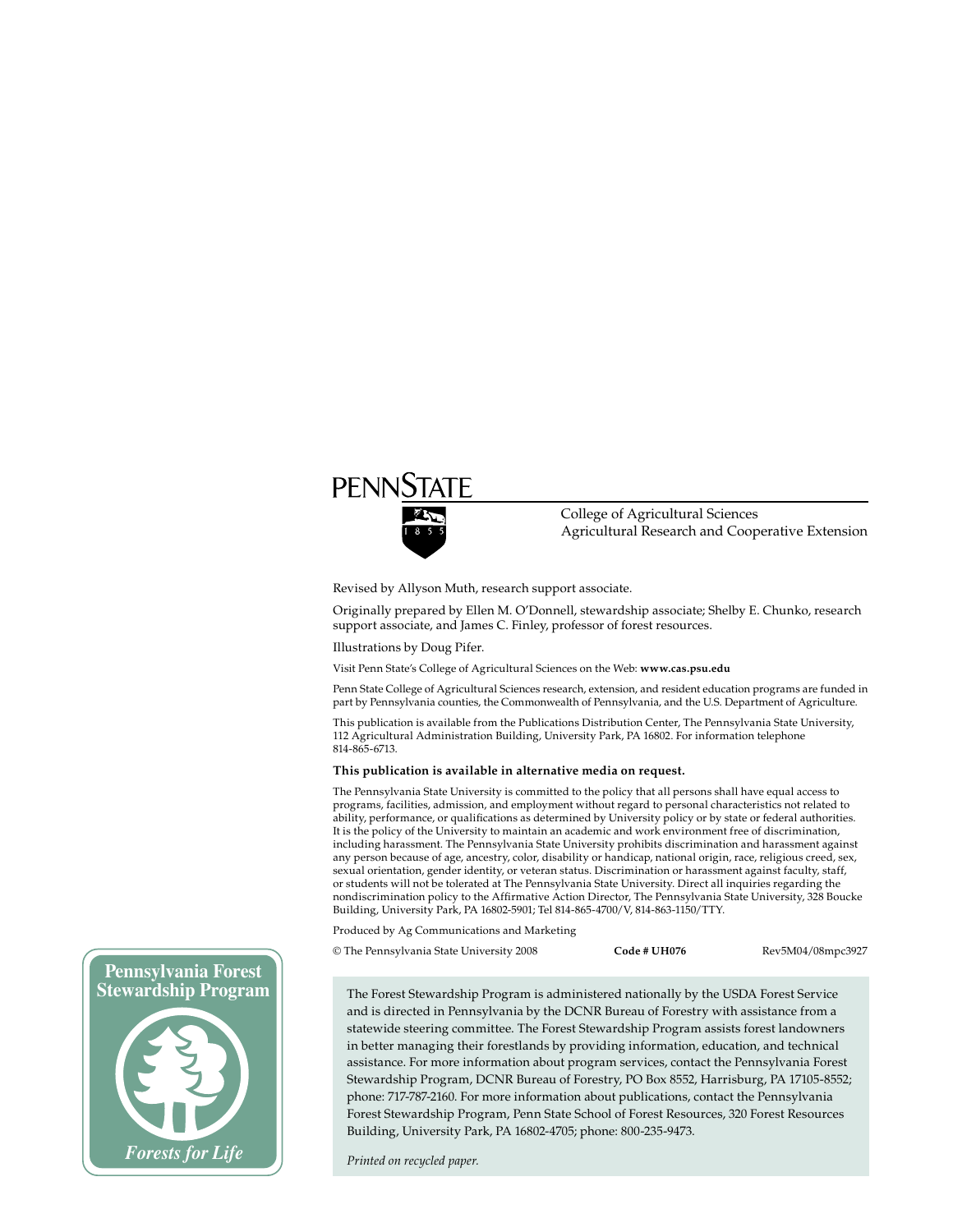PENNSTATE

1 8 5 5

College of Agricultural Sciences
Agricultural Research and Cooperative Extension

Revised by Allyson Muth, research support associate.

Originally prepared by Ellen M. O'Donnell, stewardship associate; Shelby E. Chunko, research support associate, and James C. Finley, professor of forest resources.

Illustrations by Doug Pifer.

Visit Penn State's College of Agricultural Sciences on the Web: **www.cas.psu.edu**

Penn State College of Agricultural Sciences research, extension, and resident education programs are funded in part by Pennsylvania counties, the Commonwealth of Pennsylvania, and the U.S. Department of Agriculture.

This publication is available from the Publications Distribution Center, The Pennsylvania State University, 112 Agricultural Administration Building, University Park, PA 16802. For information telephone 814-865-6713.

**This publication is available in alternative media on request.**

The Pennsylvania State University is committed to the policy that all persons shall have equal access to programs, facilities, admission, and employment without regard to personal characteristics not related to ability, performance, or qualifications as determined by University policy or by state or federal authorities. It is the policy of the University to maintain an academic and work environment free of discrimination, including harassment. The Pennsylvania State University prohibits discrimination and harassment against any person because of age, ancestry, color, disability or handicap, national origin, race, religious creed, sex, sexual orientation, gender identity, or veteran status. Discrimination or harassment against faculty, staff, or students will not be tolerated at The Pennsylvania State University. Direct all inquiries regarding the nondiscrimination policy to the Affirmative Action Director, The Pennsylvania State University, 328 Boucke Building, University Park, PA 16802-5901; Tel 814-865-4700/V, 814-863-1150/TTY.

Produced by Ag Communications and Marketing

© The Pennsylvania State University 2008 **Code # UH076** Rev5M04/08mpc3927

**Pennsylvania Forest Stewardship Program**

*Forests for Life*

The Forest Stewardship Program is administered nationally by the USDA Forest Service and is directed in Pennsylvania by the DCNR Bureau of Forestry with assistance from a statewide steering committee. The Forest Stewardship Program assists forest landowners in better managing their forestlands by providing information, education, and technical assistance. For more information about program services, contact the Pennsylvania Forest Stewardship Program, DCNR Bureau of Forestry, PO Box 8552, Harrisburg, PA 17105-8552; phone: 717-787-2160. For more information about publications, contact the Pennsylvania Forest Stewardship Program, Penn State School of Forest Resources, 320 Forest Resources Building, University Park, PA 16802-4705; phone: 800-235-9473.

*Printed on recycled paper.*